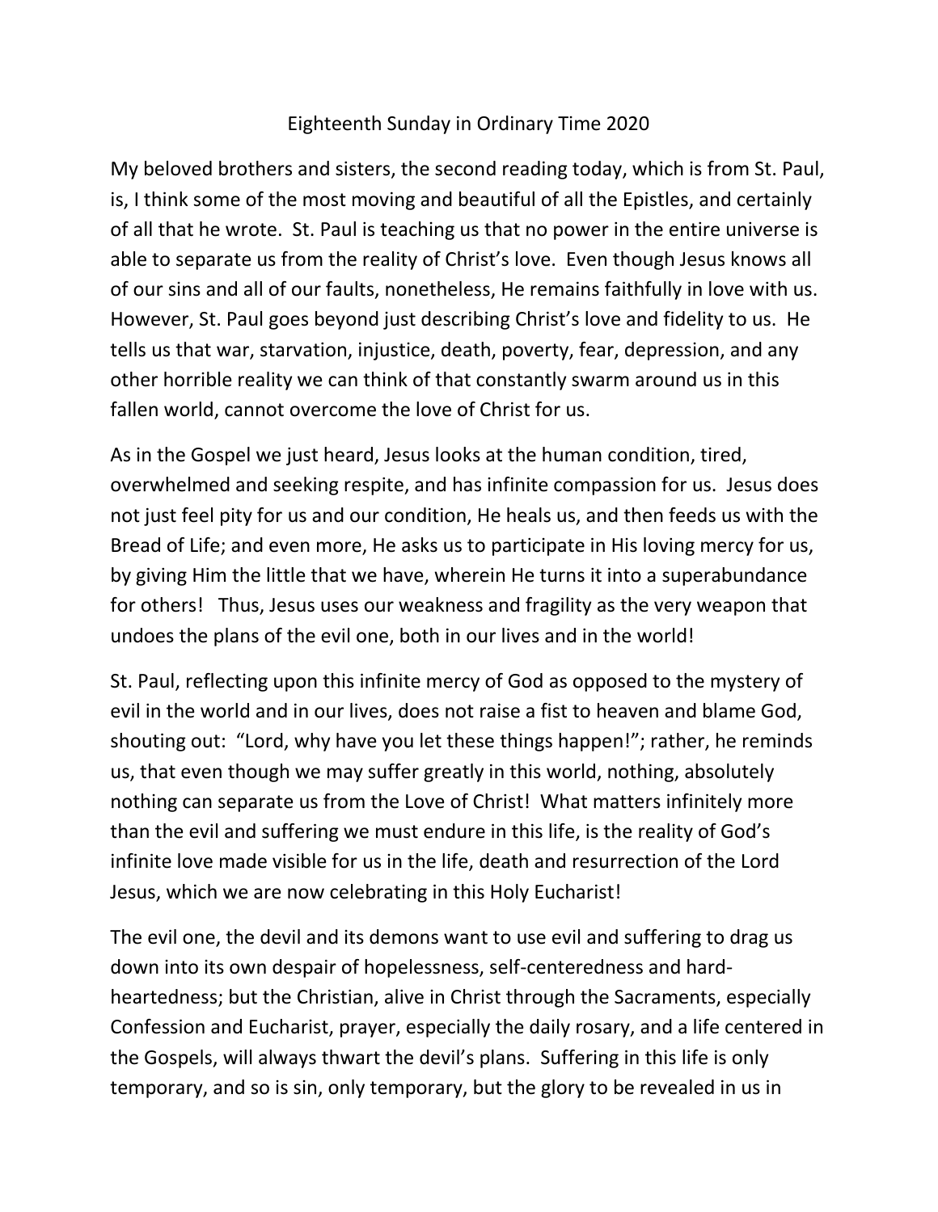# Eighteenth Sunday in Ordinary Time 2020

My beloved brothers and sisters, the second reading today, which is from St. Paul, is, I think some of the most moving and beautiful of all the Epistles, and certainly of all that he wrote. St. Paul is teaching us that no power in the entire universe is able to separate us from the reality of Christ's love. Even though Jesus knows all of our sins and all of our faults, nonetheless, He remains faithfully in love with us. However, St. Paul goes beyond just describing Christ's love and fidelity to us. He tells us that war, starvation, injustice, death, poverty, fear, depression, and any other horrible reality we can think of that constantly swarm around us in this fallen world, cannot overcome the love of Christ for us.

As in the Gospel we just heard, Jesus looks at the human condition, tired, overwhelmed and seeking respite, and has infinite compassion for us. Jesus does not just feel pity for us and our condition, He heals us, and then feeds us with the Bread of Life; and even more, He asks us to participate in His loving mercy for us, by giving Him the little that we have, wherein He turns it into a superabundance for others! Thus, Jesus uses our weakness and fragility as the very weapon that undoes the plans of the evil one, both in our lives and in the world!

St. Paul, reflecting upon this infinite mercy of God as opposed to the mystery of evil in the world and in our lives, does not raise a fist to heaven and blame God, shouting out: "Lord, why have you let these things happen!"; rather, he reminds us, that even though we may suffer greatly in this world, nothing, absolutely nothing can separate us from the Love of Christ! What matters infinitely more than the evil and suffering we must endure in this life, is the reality of God's infinite love made visible for us in the life, death and resurrection of the Lord Jesus, which we are now celebrating in this Holy Eucharist!

The evil one, the devil and its demons want to use evil and suffering to drag us down into its own despair of hopelessness, self-centeredness and hard-heartedness; but the Christian, alive in Christ through the Sacraments, especially Confession and Eucharist, prayer, especially the daily rosary, and a life centered in the Gospels, will always thwart the devil's plans. Suffering in this life is only temporary, and so is sin, only temporary, but the glory to be revealed in us in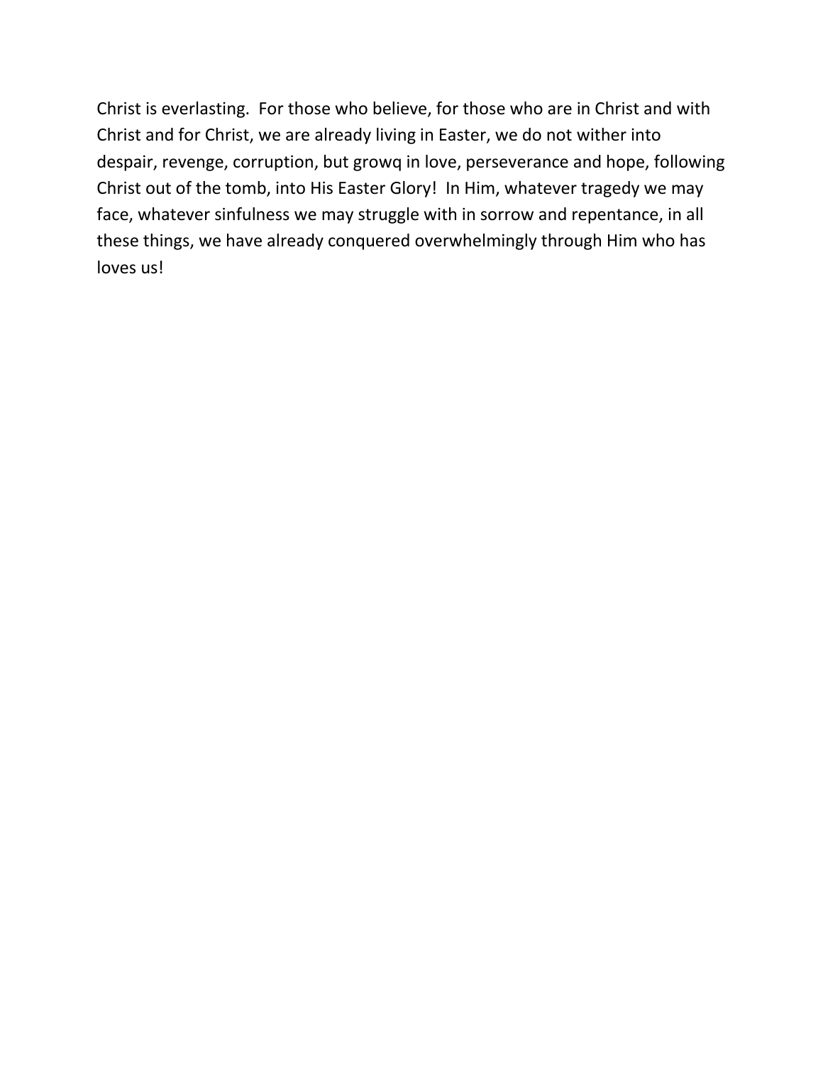Christ is everlasting. For those who believe, for those who are in Christ and with Christ and for Christ, we are already living in Easter, we do not wither into despair, revenge, corruption, but growq in love, perseverance and hope, following Christ out of the tomb, into His Easter Glory! In Him, whatever tragedy we may face, whatever sinfulness we may struggle with in sorrow and repentance, in all these things, we have already conquered overwhelmingly through Him who has loves us!